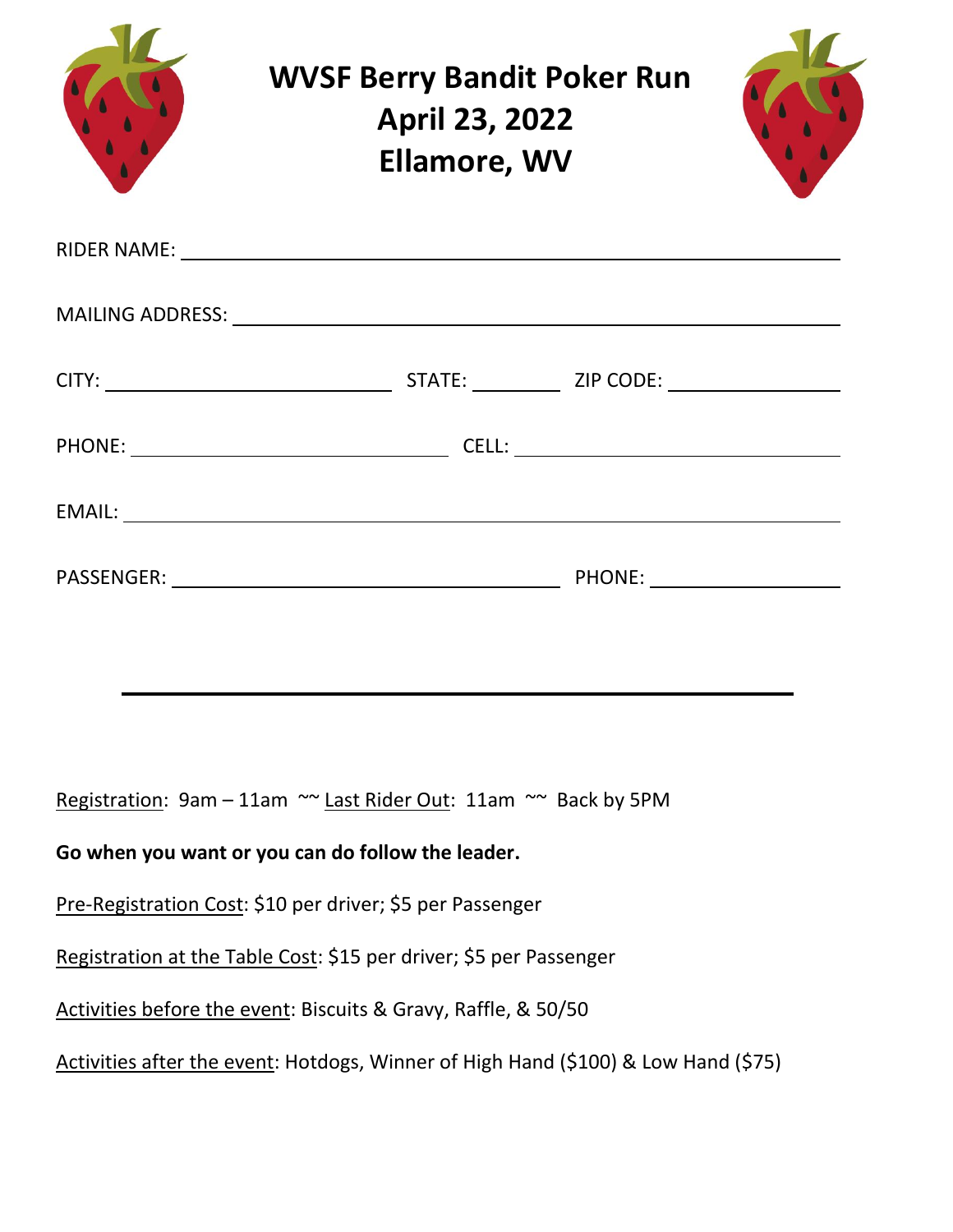# WVSF Berry Bandit Poker Run
# April 23, 2022
# Ellamore, WV

RIDER NAME: ______________________________________________

MAILING ADDRESS: ______________________________________________

CITY: ____________________ STATE: ________ ZIP CODE: ______________

PHONE: ______________________ CELL: ______________________

EMAIL: ______________________________________________

PASSENGER: ______________________________ PHONE: ______________

---

Registration: 9am – 11am ~~ Last Rider Out: 11am ~~ Back by 5PM

**Go when you want or you can do follow the leader.**

Pre-Registration Cost: $10 per driver; $5 per Passenger

Registration at the Table Cost: $15 per driver; $5 per Passenger

Activities before the event: Biscuits & Gravy, Raffle, & 50/50

Activities after the event: Hotdogs, Winner of High Hand ($100) & Low Hand ($75)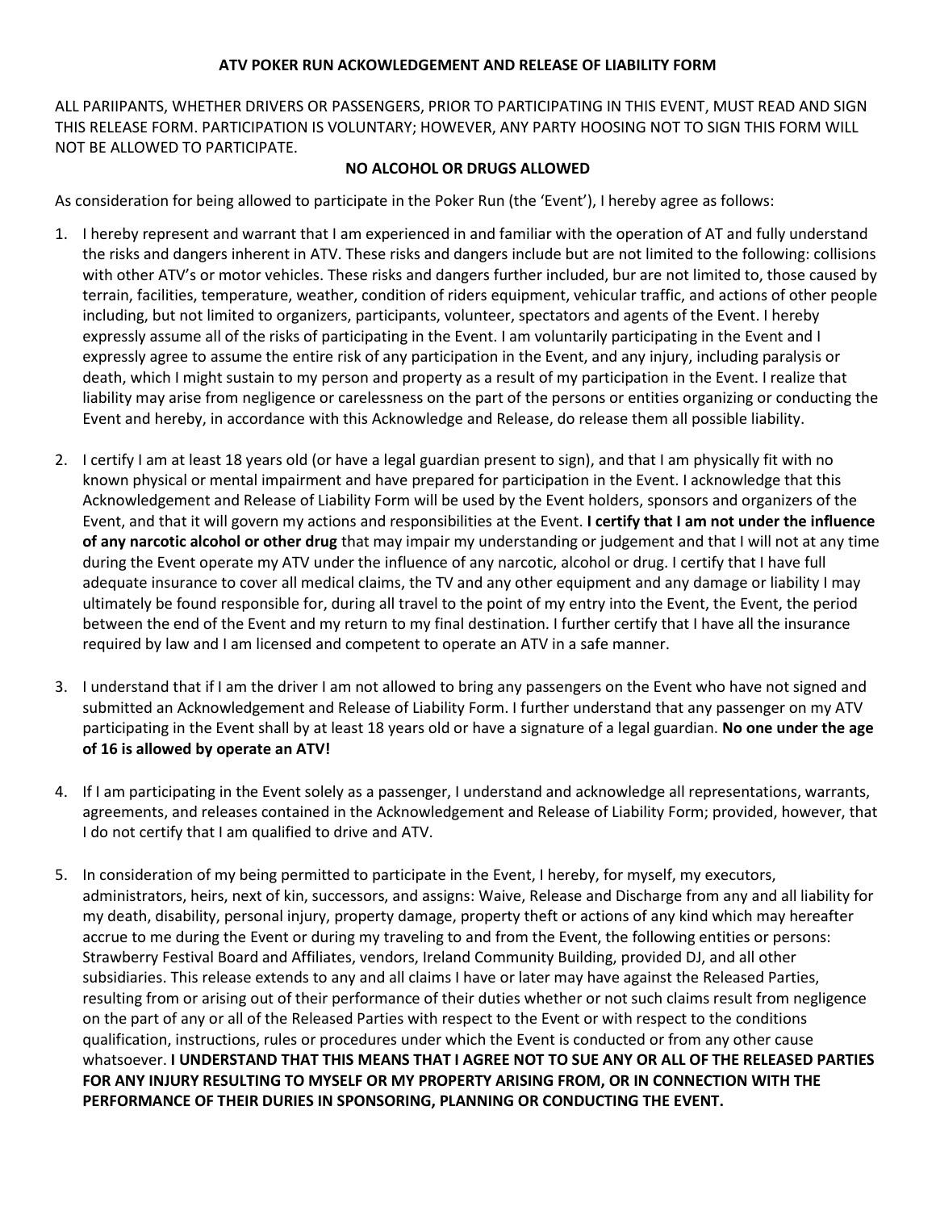**ATV POKER RUN ACKOWLEDGEMENT AND RELEASE OF LIABILITY FORM**

ALL PARIIPANTS, WHETHER DRIVERS OR PASSENGERS, PRIOR TO PARTICIPATING IN THIS EVENT, MUST READ AND SIGN THIS RELEASE FORM. PARTICIPATION IS VOLUNTARY; HOWEVER, ANY PARTY HOOSING NOT TO SIGN THIS FORM WILL NOT BE ALLOWED TO PARTICIPATE.

**NO ALCOHOL OR DRUGS ALLOWED**

As consideration for being allowed to participate in the Poker Run (the 'Event'), I hereby agree as follows:

1. I hereby represent and warrant that I am experienced in and familiar with the operation of AT and fully understand the risks and dangers inherent in ATV. These risks and dangers include but are not limited to the following: collisions with other ATV's or motor vehicles. These risks and dangers further included, bur are not limited to, those caused by terrain, facilities, temperature, weather, condition of riders equipment, vehicular traffic, and actions of other people including, but not limited to organizers, participants, volunteer, spectators and agents of the Event. I hereby expressly assume all of the risks of participating in the Event. I am voluntarily participating in the Event and I expressly agree to assume the entire risk of any participation in the Event, and any injury, including paralysis or death, which I might sustain to my person and property as a result of my participation in the Event. I realize that liability may arise from negligence or carelessness on the part of the persons or entities organizing or conducting the Event and hereby, in accordance with this Acknowledge and Release, do release them all possible liability.

2. I certify I am at least 18 years old (or have a legal guardian present to sign), and that I am physically fit with no known physical or mental impairment and have prepared for participation in the Event. I acknowledge that this Acknowledgement and Release of Liability Form will be used by the Event holders, sponsors and organizers of the Event, and that it will govern my actions and responsibilities at the Event. **I certify that I am not under the influence of any narcotic alcohol or other drug** that may impair my understanding or judgement and that I will not at any time during the Event operate my ATV under the influence of any narcotic, alcohol or drug. I certify that I have full adequate insurance to cover all medical claims, the TV and any other equipment and any damage or liability I may ultimately be found responsible for, during all travel to the point of my entry into the Event, the Event, the period between the end of the Event and my return to my final destination. I further certify that I have all the insurance required by law and I am licensed and competent to operate an ATV in a safe manner.

3. I understand that if I am the driver I am not allowed to bring any passengers on the Event who have not signed and submitted an Acknowledgement and Release of Liability Form. I further understand that any passenger on my ATV participating in the Event shall by at least 18 years old or have a signature of a legal guardian. **No one under the age of 16 is allowed by operate an ATV!**

4. If I am participating in the Event solely as a passenger, I understand and acknowledge all representations, warrants, agreements, and releases contained in the Acknowledgement and Release of Liability Form; provided, however, that I do not certify that I am qualified to drive and ATV.

5. In consideration of my being permitted to participate in the Event, I hereby, for myself, my executors, administrators, heirs, next of kin, successors, and assigns: Waive, Release and Discharge from any and all liability for my death, disability, personal injury, property damage, property theft or actions of any kind which may hereafter accrue to me during the Event or during my traveling to and from the Event, the following entities or persons: Strawberry Festival Board and Affiliates, vendors, Ireland Community Building, provided DJ, and all other subsidiaries. This release extends to any and all claims I have or later may have against the Released Parties, resulting from or arising out of their performance of their duties whether or not such claims result from negligence on the part of any or all of the Released Parties with respect to the Event or with respect to the conditions qualification, instructions, rules or procedures under which the Event is conducted or from any other cause whatsoever. **I UNDERSTAND THAT THIS MEANS THAT I AGREE NOT TO SUE ANY OR ALL OF THE RELEASED PARTIES FOR ANY INJURY RESULTING TO MYSELF OR MY PROPERTY ARISING FROM, OR IN CONNECTION WITH THE PERFORMANCE OF THEIR DURIES IN SPONSORING, PLANNING OR CONDUCTING THE EVENT.**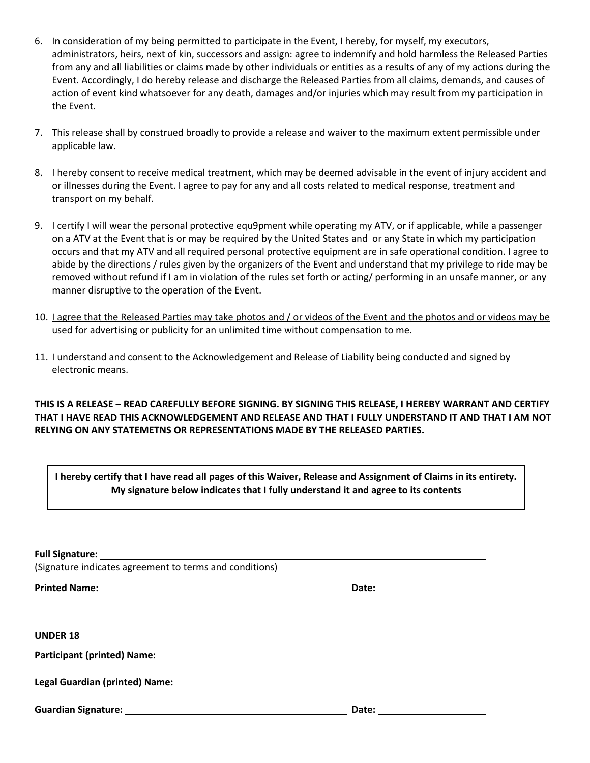6. In consideration of my being permitted to participate in the Event, I hereby, for myself, my executors, administrators, heirs, next of kin, successors and assign: agree to indemnify and hold harmless the Released Parties from any and all liabilities or claims made by other individuals or entities as a results of any of my actions during the Event. Accordingly, I do hereby release and discharge the Released Parties from all claims, demands, and causes of action of event kind whatsoever for any death, damages and/or injuries which may result from my participation in the Event.

7. This release shall by construed broadly to provide a release and waiver to the maximum extent permissible under applicable law.

8. I hereby consent to receive medical treatment, which may be deemed advisable in the event of injury accident and or illnesses during the Event. I agree to pay for any and all costs related to medical response, treatment and transport on my behalf.

9. I certify I will wear the personal protective equ9pment while operating my ATV, or if applicable, while a passenger on a ATV at the Event that is or may be required by the United States and or any State in which my participation occurs and that my ATV and all required personal protective equipment are in safe operational condition. I agree to abide by the directions / rules given by the organizers of the Event and understand that my privilege to ride may be removed without refund if I am in violation of the rules set forth or acting/ performing in an unsafe manner, or any manner disruptive to the operation of the Event.

10. <u>I agree that the Released Parties may take photos and / or videos of the Event and the photos and or videos may be used for advertising or publicity for an unlimited time without compensation to me.</u>

11. I understand and consent to the Acknowledgement and Release of Liability being conducted and signed by electronic means.

**THIS IS A RELEASE – READ CAREFULLY BEFORE SIGNING. BY SIGNING THIS RELEASE, I HEREBY WARRANT AND CERTIFY THAT I HAVE READ THIS ACKNOWLEDGEMENT AND RELEASE AND THAT I FULLY UNDERSTAND IT AND THAT I AM NOT RELYING ON ANY STATEMETNS OR REPRESENTATIONS MADE BY THE RELEASED PARTIES.**

**I hereby certify that I have read all pages of this Waiver, Release and Assignment of Claims in its entirety. My signature below indicates that I fully understand it and agree to its contents**

**Full Signature:** ______________________________
(Signature indicates agreement to terms and conditions)

**Printed Name:** ______________________________ **Date:** ____________

**UNDER 18**

**Participant (printed) Name:** ______________________________

**Legal Guardian (printed) Name:** ______________________________

**Guardian Signature:** ______________________________ **Date:** ____________